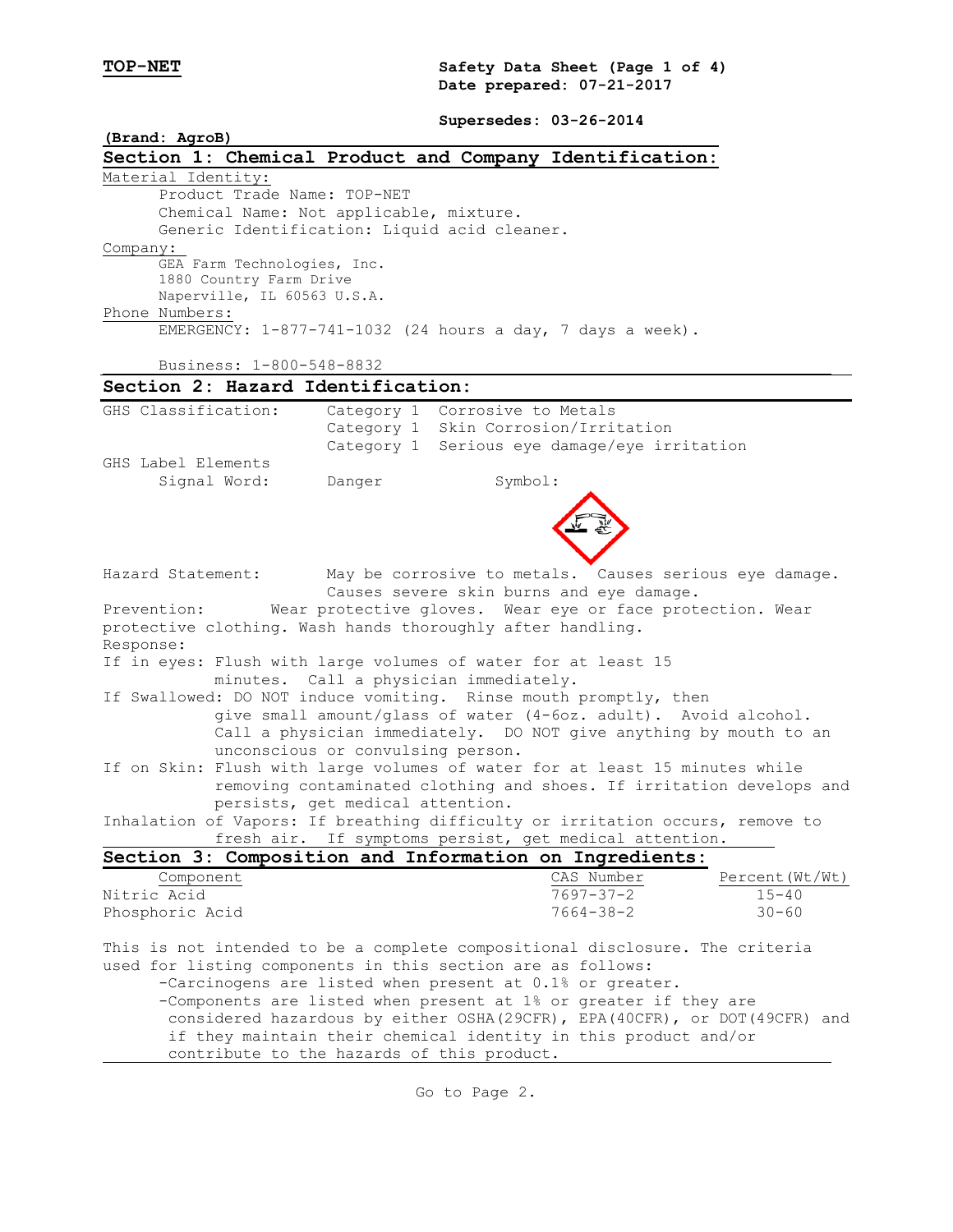**TOP-NET**

**Safety Data Sheet**
**Date prepared: 07-21-2017**

**Supersedes: 03-26-2014**

**(Brand: AgroB)**

## Section 1: Chemical Product and Company Identification:

Material Identity:

Product Trade Name: TOP-NET
Chemical Name: Not applicable, mixture.
Generic Identification: Liquid acid cleaner.

Company:

GEA Farm Technologies, Inc.
1880 Country Farm Drive
Naperville, IL 60563 U.S.A.

Phone Numbers:

EMERGENCY: 1-877-741-1032 (24 hours a day, 7 days a week).

Business: 1-800-548-8832

## Section 2: Hazard Identification:

GHS Classification: Category 1 Corrosive to Metals
Category 1 Skin Corrosion/Irritation
Category 1 Serious eye damage/eye irritation

GHS Label Elements

Signal Word: Danger Symbol:

Hazard Statement: May be corrosive to metals. Causes serious eye damage. Causes severe skin burns and eye damage.

Prevention: Wear protective gloves. Wear eye or face protection. Wear protective clothing. Wash hands thoroughly after handling.

Response:

If in eyes: Flush with large volumes of water for at least 15 minutes. Call a physician immediately.

If Swallowed: DO NOT induce vomiting. Rinse mouth promptly, then give small amount/glass of water (4-6oz. adult). Avoid alcohol. Call a physician immediately. DO NOT give anything by mouth to an unconscious or convulsing person.

If on Skin: Flush with large volumes of water for at least 15 minutes while removing contaminated clothing and shoes. If irritation develops and persists, get medical attention.

Inhalation of Vapors: If breathing difficulty or irritation occurs, remove to fresh air. If symptoms persist, get medical attention.

## Section 3: Composition and Information on Ingredients:

| Component | CAS Number | Percent(Wt/Wt) |
|---|---|---|
| Nitric Acid | 7697-37-2 | 15-40 |
| Phosphoric Acid | 7664-38-2 | 30-60 |

This is not intended to be a complete compositional disclosure. The criteria used for listing components in this section are as follows:

- Carcinogens are listed when present at 0.1% or greater.
- Components are listed when present at 1% or greater if they are considered hazardous by either OSHA(29CFR), EPA(40CFR), or DOT(49CFR) and if they maintain their chemical identity in this product and/or contribute to the hazards of this product.

Go to Page 2.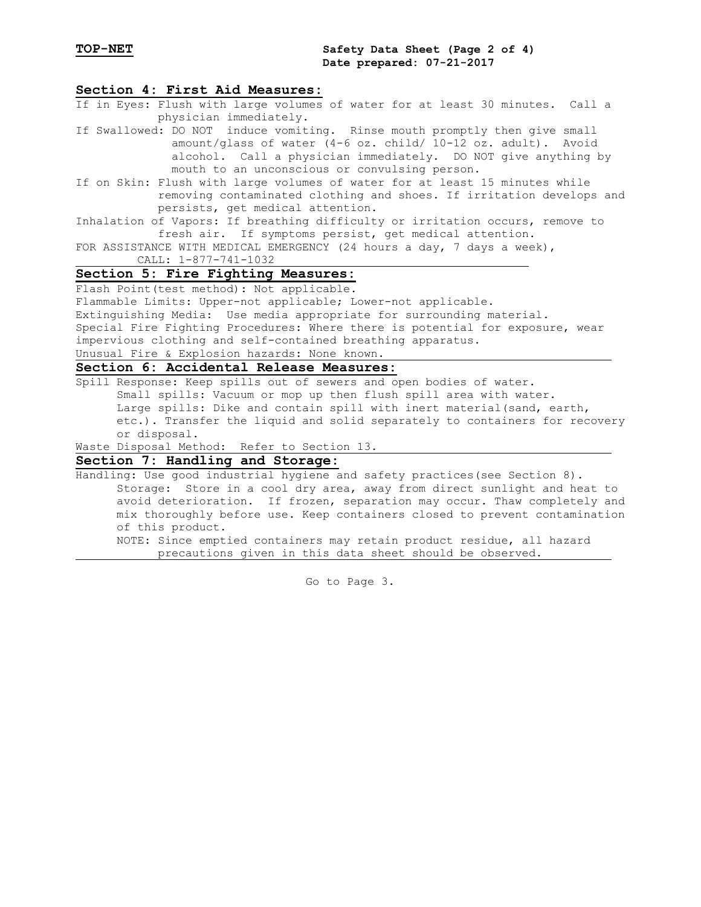## Section 4: First Aid Measures:

If in Eyes: Flush with large volumes of water for at least 30 minutes. Call a physician immediately.

If Swallowed: DO NOT induce vomiting. Rinse mouth promptly then give small amount/glass of water (4-6 oz. child/ 10-12 oz. adult). Avoid alcohol. Call a physician immediately. DO NOT give anything by mouth to an unconscious or convulsing person.

If on Skin: Flush with large volumes of water for at least 15 minutes while removing contaminated clothing and shoes. If irritation develops and persists, get medical attention.

Inhalation of Vapors: If breathing difficulty or irritation occurs, remove to fresh air. If symptoms persist, get medical attention.

FOR ASSISTANCE WITH MEDICAL EMERGENCY (24 hours a day, 7 days a week), CALL: 1-877-741-1032

## Section 5: Fire Fighting Measures:

Flash Point(test method): Not applicable.

Flammable Limits: Upper-not applicable; Lower-not applicable.

Extinguishing Media: Use media appropriate for surrounding material.

Special Fire Fighting Procedures: Where there is potential for exposure, wear impervious clothing and self-contained breathing apparatus.

Unusual Fire & Explosion hazards: None known.

## Section 6: Accidental Release Measures:

Spill Response: Keep spills out of sewers and open bodies of water.

Small spills: Vacuum or mop up then flush spill area with water.

Large spills: Dike and contain spill with inert material(sand, earth, etc.). Transfer the liquid and solid separately to containers for recovery or disposal.

Waste Disposal Method: Refer to Section 13.

## Section 7: Handling and Storage:

Handling: Use good industrial hygiene and safety practices(see Section 8).

Storage: Store in a cool dry area, away from direct sunlight and heat to avoid deterioration. If frozen, separation may occur. Thaw completely and mix thoroughly before use. Keep containers closed to prevent contamination of this product.

NOTE: Since emptied containers may retain product residue, all hazard precautions given in this data sheet should be observed.

Go to Page 3.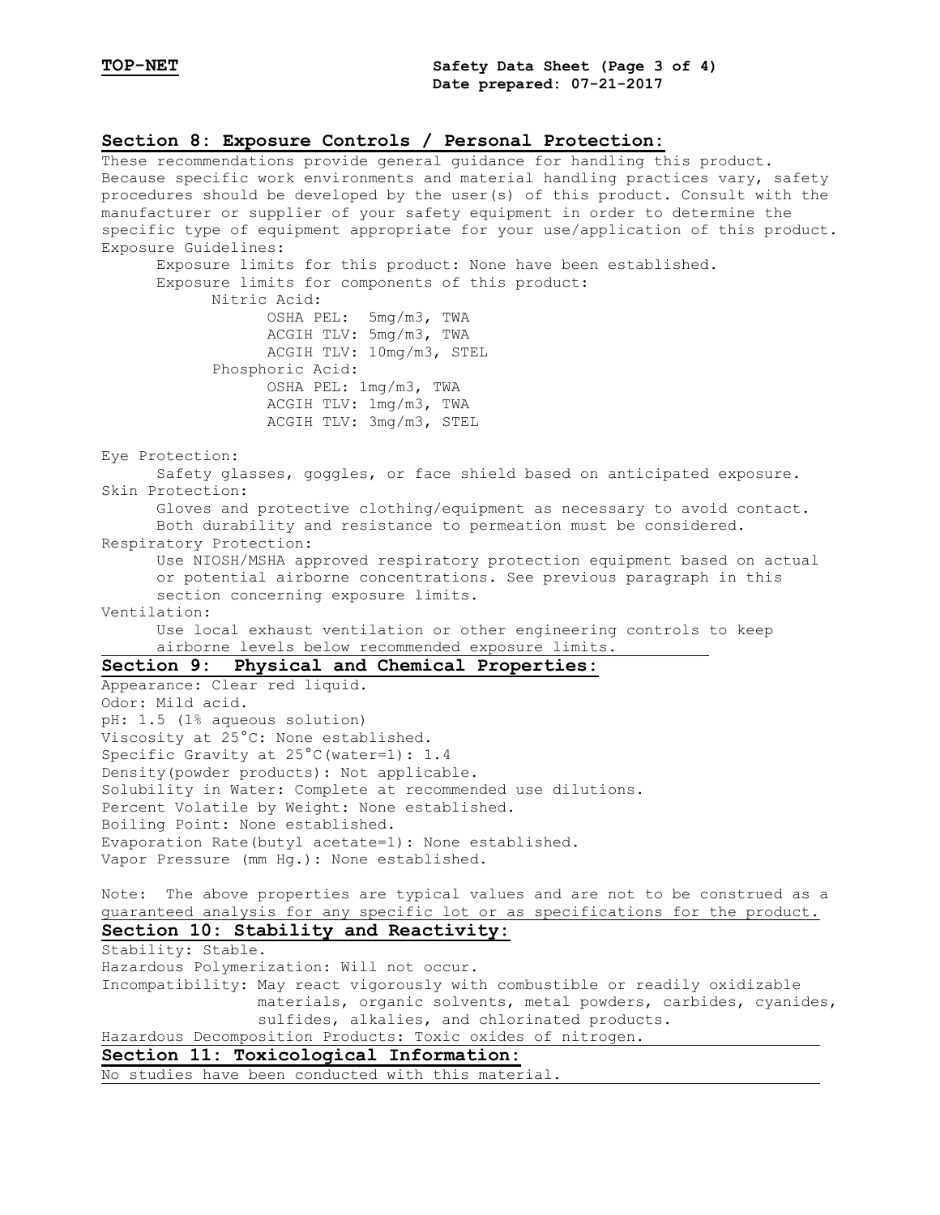## Section 8: Exposure Controls / Personal Protection:

These recommendations provide general guidance for handling this product. Because specific work environments and material handling practices vary, safety procedures should be developed by the user(s) of this product. Consult with the manufacturer or supplier of your safety equipment in order to determine the specific type of equipment appropriate for your use/application of this product.

Exposure Guidelines:

Exposure limits for this product: None have been established.

Exposure limits for components of this product:

- Nitric Acid:
  - OSHA PEL: 5mg/m3, TWA
  - ACGIH TLV: 5mg/m3, TWA
  - ACGIH TLV: 10mg/m3, STEL
- Phosphoric Acid:
  - OSHA PEL: 1mg/m3, TWA
  - ACGIH TLV: 1mg/m3, TWA
  - ACGIH TLV: 3mg/m3, STEL

Eye Protection:

Safety glasses, goggles, or face shield based on anticipated exposure.

Skin Protection:

Gloves and protective clothing/equipment as necessary to avoid contact. Both durability and resistance to permeation must be considered.

Respiratory Protection:

Use NIOSH/MSHA approved respiratory protection equipment based on actual or potential airborne concentrations. See previous paragraph in this section concerning exposure limits.

Ventilation:

Use local exhaust ventilation or other engineering controls to keep airborne levels below recommended exposure limits.

## Section 9: Physical and Chemical Properties:

Appearance: Clear red liquid.
Odor: Mild acid.
pH: 1.5 (1% aqueous solution)
Viscosity at 25°C: None established.
Specific Gravity at 25°C(water=1): 1.4
Density(powder products): Not applicable.
Solubility in Water: Complete at recommended use dilutions.
Percent Volatile by Weight: None established.
Boiling Point: None established.
Evaporation Rate(butyl acetate=1): None established.
Vapor Pressure (mm Hg.): None established.

Note: The above properties are typical values and are not to be construed as a guaranteed analysis for any specific lot or as specifications for the product.

## Section 10: Stability and Reactivity:

Stability: Stable.
Hazardous Polymerization: Will not occur.
Incompatibility: May react vigorously with combustible or readily oxidizable materials, organic solvents, metal powders, carbides, cyanides, sulfides, alkalies, and chlorinated products.
Hazardous Decomposition Products: Toxic oxides of nitrogen.

## Section 11: Toxicological Information:

No studies have been conducted with this material.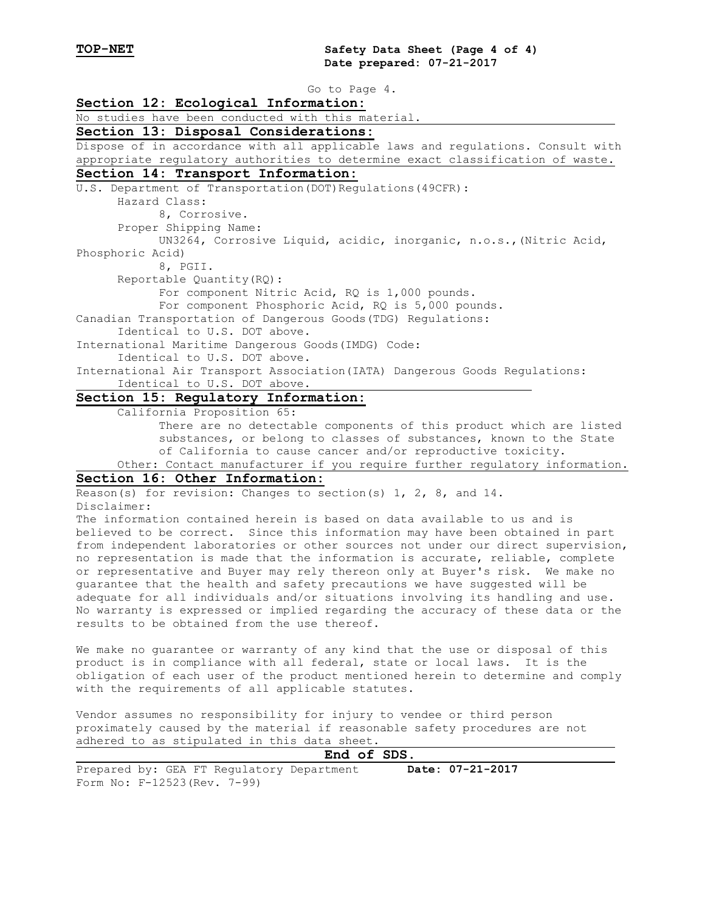Go to Page 4.

## Section 12: Ecological Information:

No studies have been conducted with this material.

## Section 13: Disposal Considerations:

Dispose of in accordance with all applicable laws and regulations. Consult with appropriate regulatory authorities to determine exact classification of waste.

## Section 14: Transport Information:

U.S. Department of Transportation(DOT)Regulations(49CFR):

Hazard Class:

8, Corrosive.

Proper Shipping Name:

UN3264, Corrosive Liquid, acidic, inorganic, n.o.s.,(Nitric Acid, Phosphoric Acid)

8, PGII.

Reportable Quantity(RQ):

For component Nitric Acid, RQ is 1,000 pounds.

For component Phosphoric Acid, RQ is 5,000 pounds.

Canadian Transportation of Dangerous Goods(TDG) Regulations:

Identical to U.S. DOT above.

International Maritime Dangerous Goods(IMDG) Code:

Identical to U.S. DOT above.

International Air Transport Association(IATA) Dangerous Goods Regulations:

Identical to U.S. DOT above.

## Section 15: Regulatory Information:

California Proposition 65:

There are no detectable components of this product which are listed substances, or belong to classes of substances, known to the State of California to cause cancer and/or reproductive toxicity.

Other: Contact manufacturer if you require further regulatory information.

## Section 16: Other Information:

Reason(s) for revision: Changes to section(s) 1, 2, 8, and 14.

Disclaimer:

The information contained herein is based on data available to us and is believed to be correct. Since this information may have been obtained in part from independent laboratories or other sources not under our direct supervision, no representation is made that the information is accurate, reliable, complete or representative and Buyer may rely thereon only at Buyer's risk. We make no guarantee that the health and safety precautions we have suggested will be adequate for all individuals and/or situations involving its handling and use. No warranty is expressed or implied regarding the accuracy of these data or the results to be obtained from the use thereof.

We make no guarantee or warranty of any kind that the use or disposal of this product is in compliance with all federal, state or local laws. It is the obligation of each user of the product mentioned herein to determine and comply with the requirements of all applicable statutes.

Vendor assumes no responsibility for injury to vendee or third person proximately caused by the material if reasonable safety procedures are not adhered to as stipulated in this data sheet.

**End of SDS.**

Prepared by: GEA FT Regulatory Department **Date: 07-21-2017**

Form No: F-12523(Rev. 7-99)